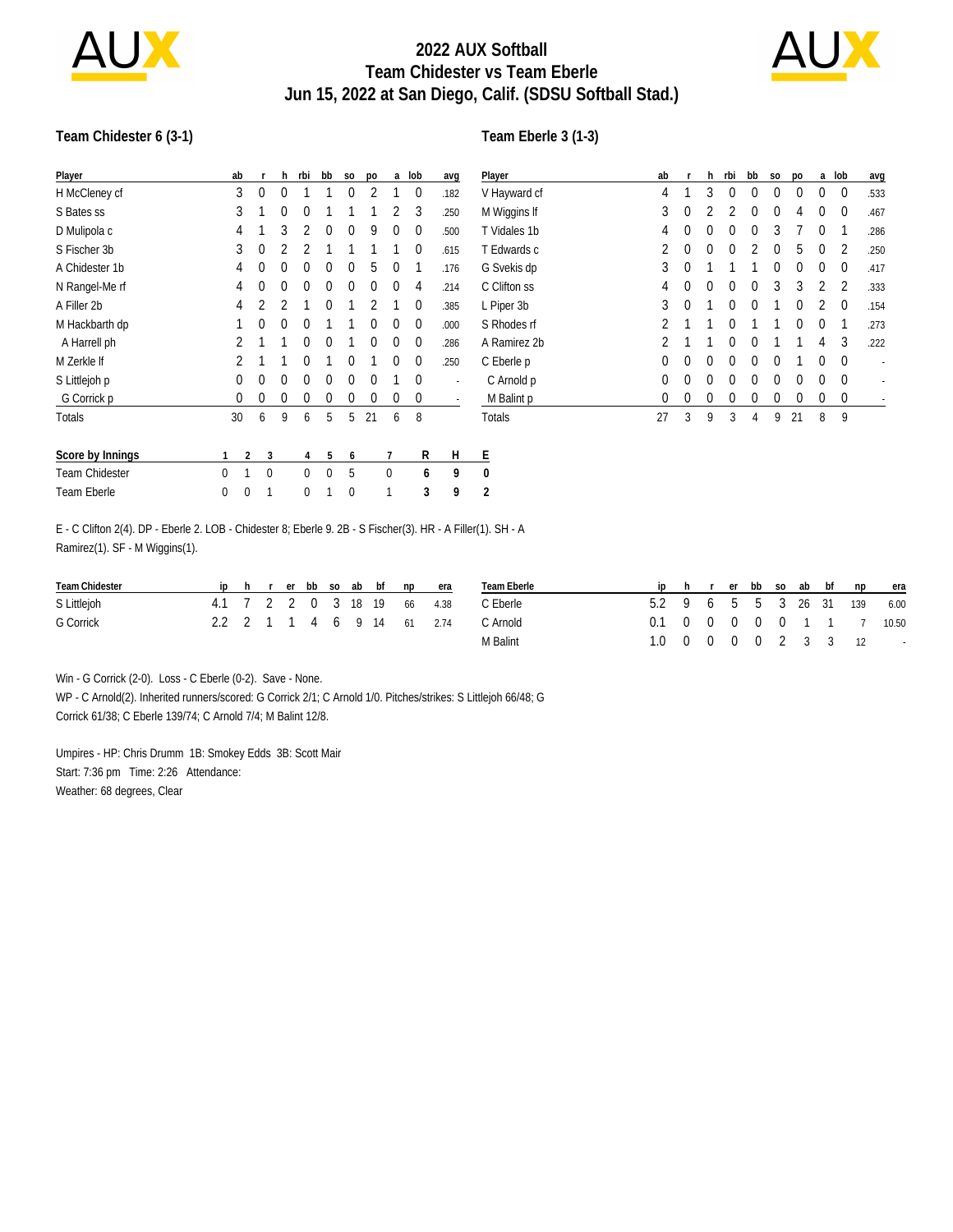# 2022 AUX Softball
## Team Chidester vs Team Eberle
## Jun 15, 2022 at San Diego, Calif. (SDSU Softball Stad.)

### Team Chidester 6 (3-1)

| Player | ab | r | h | rbi | bb | so | po | a | lob | avg |
|---|---|---|---|---|---|---|---|---|---|---|
| H McCleney cf | 3 | 0 | 0 | 1 | 1 | 0 | 2 | 1 | 0 | .182 |
| S Bates ss | 3 | 1 | 0 | 0 | 1 | 1 | 1 | 2 | 3 | .250 |
| D Mulipola c | 4 | 1 | 3 | 2 | 0 | 0 | 9 | 0 | 0 | .500 |
| S Fischer 3b | 3 | 0 | 2 | 2 | 1 | 1 | 1 | 1 | 0 | .615 |
| A Chidester 1b | 4 | 0 | 0 | 0 | 0 | 0 | 5 | 0 | 1 | .176 |
| N Rangel-Me rf | 4 | 0 | 0 | 0 | 0 | 0 | 0 | 0 | 4 | .214 |
| A Filler 2b | 4 | 2 | 2 | 1 | 0 | 1 | 2 | 1 | 0 | .385 |
| M Hackbarth dp | 1 | 0 | 0 | 0 | 1 | 1 | 0 | 0 | 0 | .000 |
| A Harrell ph | 2 | 1 | 1 | 0 | 0 | 1 | 0 | 0 | 0 | .286 |
| M Zerkle lf | 2 | 1 | 1 | 0 | 1 | 0 | 1 | 0 | 0 | .250 |
| S Littlejoh p | 0 | 0 | 0 | 0 | 0 | 0 | 0 | 1 | 0 | - |
| G Corrick p | 0 | 0 | 0 | 0 | 0 | 0 | 0 | 0 | 0 | - |
| Totals | 30 | 6 | 9 | 6 | 5 | 5 | 21 | 6 | 8 | |

### Team Eberle 3 (1-3)

| Player | ab | r | h | rbi | bb | so | po | a | lob | avg |
|---|---|---|---|---|---|---|---|---|---|---|
| V Hayward cf | 4 | 1 | 3 | 0 | 0 | 0 | 0 | 0 | 0 | .533 |
| M Wiggins lf | 3 | 0 | 2 | 2 | 0 | 0 | 4 | 0 | 0 | .467 |
| T Vidales 1b | 4 | 0 | 0 | 0 | 0 | 3 | 7 | 0 | 1 | .286 |
| T Edwards c | 2 | 0 | 0 | 0 | 2 | 0 | 5 | 0 | 2 | .250 |
| G Svekis dp | 3 | 0 | 1 | 1 | 1 | 0 | 0 | 0 | 0 | .417 |
| C Clifton ss | 4 | 0 | 0 | 0 | 0 | 3 | 3 | 2 | 2 | .333 |
| L Piper 3b | 3 | 0 | 1 | 0 | 0 | 1 | 0 | 2 | 0 | .154 |
| S Rhodes rf | 2 | 1 | 1 | 0 | 1 | 1 | 0 | 0 | 1 | .273 |
| A Ramirez 2b | 2 | 1 | 1 | 0 | 0 | 1 | 1 | 4 | 3 | .222 |
| C Eberle p | 0 | 0 | 0 | 0 | 0 | 0 | 1 | 0 | 0 | - |
| C Arnold p | 0 | 0 | 0 | 0 | 0 | 0 | 0 | 0 | 0 | - |
| M Balint p | 0 | 0 | 0 | 0 | 0 | 0 | 0 | 0 | 0 | - |
| Totals | 27 | 3 | 9 | 3 | 4 | 9 | 21 | 8 | 9 | |

| Score by Innings | 1 | 2 | 3 | 4 | 5 | 6 | 7 | R | H | E |
|---|---|---|---|---|---|---|---|---|---|---|
| Team Chidester | 0 | 1 | 0 | 0 | 0 | 5 | 0 | 6 | 9 | 0 |
| Team Eberle | 0 | 0 | 1 | 0 | 1 | 0 | 1 | 3 | 9 | 2 |

E - C Clifton 2(4). DP - Eberle 2. LOB - Chidester 8; Eberle 9. 2B - S Fischer(3). HR - A Filler(1). SH - A Ramirez(1). SF - M Wiggins(1).

| Team Chidester | ip | h | r | er | bb | so | ab | bf | np | era |
|---|---|---|---|---|---|---|---|---|---|---|
| S Littlejoh | 4.1 | 7 | 2 | 2 | 0 | 3 | 18 | 19 | 66 | 4.38 |
| G Corrick | 2.2 | 2 | 1 | 1 | 4 | 6 | 9 | 14 | 61 | 2.74 |

| Team Eberle | ip | h | r | er | bb | so | ab | bf | np | era |
|---|---|---|---|---|---|---|---|---|---|---|
| C Eberle | 5.2 | 9 | 6 | 5 | 5 | 3 | 26 | 31 | 139 | 6.00 |
| C Arnold | 0.1 | 0 | 0 | 0 | 0 | 0 | 1 | 1 | 7 | 10.50 |
| M Balint | 1.0 | 0 | 0 | 0 | 0 | 2 | 3 | 3 | 12 | - |

Win - G Corrick (2-0). Loss - C Eberle (0-2). Save - None.
WP - C Arnold(2). Inherited runners/scored: G Corrick 2/1; C Arnold 1/0. Pitches/strikes: S Littlejoh 66/48; G Corrick 61/38; C Eberle 139/74; C Arnold 7/4; M Balint 12/8.

Umpires - HP: Chris Drumm 1B: Smokey Edds 3B: Scott Mair
Start: 7:36 pm Time: 2:26 Attendance:
Weather: 68 degrees, Clear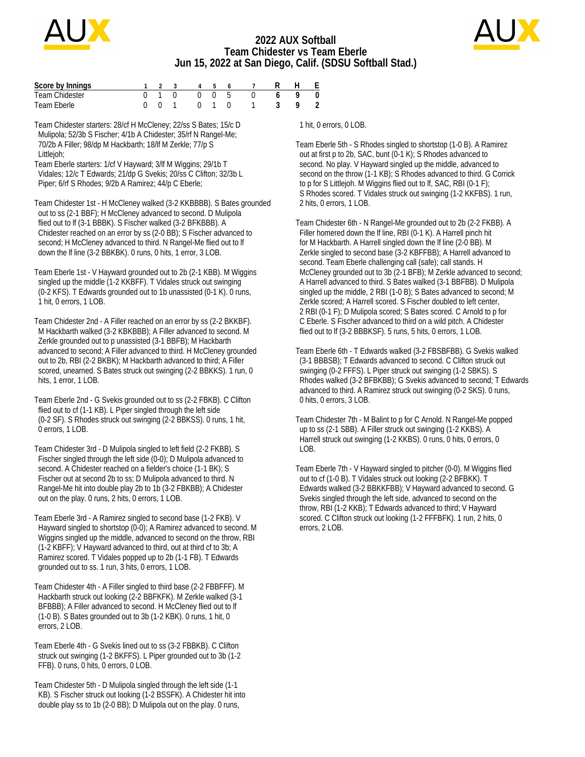# 2022 AUX Softball
## Team Chidester vs Team Eberle
## Jun 15, 2022 at San Diego, Calif. (SDSU Softball Stad.)

| Score by Innings | 1 | 2 | 3 | 4 | 5 | 6 | 7 | R | H | E |
|---|---|---|---|---|---|---|---|---|---|---|
| Team Chidester | 0 | 1 | 0 | 0 | 0 | 5 | 0 | 6 | 9 | 0 |
| Team Eberle | 0 | 0 | 1 | 0 | 1 | 0 | 1 | 3 | 9 | 2 |

Team Chidester starters: 28/cf H McCleney; 22/ss S Bates; 15/c D Mulipola; 52/3b S Fischer; 4/1b A Chidester; 35/rf N Rangel-Me; 70/2b A Filler; 98/dp M Hackbarth; 18/lf M Zerkle; 77/p S Littlejoh;

Team Eberle starters: 1/cf V Hayward; 3/lf M Wiggins; 29/1b T Vidales; 12/c T Edwards; 21/dp G Svekis; 20/ss C Clifton; 32/3b L Piper; 6/rf S Rhodes; 9/2b A Ramirez; 44/p C Eberle;

Team Chidester 1st - H McCleney walked (3-2 KKBBBB). S Bates grounded out to ss (2-1 BBF); H McCleney advanced to second. D Mulipola flied out to lf (3-1 BBBK). S Fischer walked (3-2 BFKBBB). A Chidester reached on an error by ss (2-0 BB); S Fischer advanced to second; H McCleney advanced to third. N Rangel-Me flied out to lf down the lf line (3-2 BBKBK). 0 runs, 0 hits, 1 error, 3 LOB.

Team Eberle 1st - V Hayward grounded out to 2b (2-1 KBB). M Wiggins singled up the middle (1-2 KKBFF). T Vidales struck out swinging (0-2 KFS). T Edwards grounded out to 1b unassisted (0-1 K). 0 runs, 1 hit, 0 errors, 1 LOB.

Team Chidester 2nd - A Filler reached on an error by ss (2-2 BKKBF). M Hackbarth walked (3-2 KBKBBB); A Filler advanced to second. M Zerkle grounded out to p unassisted (3-1 BBFB); M Hackbarth advanced to second; A Filler advanced to third. H McCleney grounded out to 2b, RBI (2-2 BKBK); M Hackbarth advanced to third; A Filler scored, unearned. S Bates struck out swinging (2-2 BBKKS). 1 run, 0 hits, 1 error, 1 LOB.

Team Eberle 2nd - G Svekis grounded out to ss (2-2 FBKB). C Clifton flied out to cf (1-1 KB). L Piper singled through the left side (0-2 SF). S Rhodes struck out swinging (2-2 BBKSS). 0 runs, 1 hit, 0 errors, 1 LOB.

Team Chidester 3rd - D Mulipola singled to left field (2-2 FKBB). S Fischer singled through the left side (0-0); D Mulipola advanced to second. A Chidester reached on a fielder's choice (1-1 BK); S Fischer out at second 2b to ss; D Mulipola advanced to third. N Rangel-Me hit into double play 2b to 1b (3-2 FBKBB); A Chidester out on the play. 0 runs, 2 hits, 0 errors, 1 LOB.

Team Eberle 3rd - A Ramirez singled to second base (1-2 FKB). V Hayward singled to shortstop (0-0); A Ramirez advanced to second. M Wiggins singled up the middle, advanced to second on the throw, RBI (1-2 KBFF); V Hayward advanced to third, out at third cf to 3b; A Ramirez scored. T Vidales popped up to 2b (1-1 FB). T Edwards grounded out to ss. 1 run, 3 hits, 0 errors, 1 LOB.

Team Chidester 4th - A Filler singled to third base (2-2 FBBFFF). M Hackbarth struck out looking (2-2 BBFKFK). M Zerkle walked (3-1 BFBBB); A Filler advanced to second. H McCleney flied out to lf (1-0 B). S Bates grounded out to 3b (1-2 KBK). 0 runs, 1 hit, 0 errors, 2 LOB.

Team Eberle 4th - G Svekis lined out to ss (3-2 FBBKB). C Clifton struck out swinging (1-2 BKFFS). L Piper grounded out to 3b (1-2 FFB). 0 runs, 0 hits, 0 errors, 0 LOB.

Team Chidester 5th - D Mulipola singled through the left side (1-1 KB). S Fischer struck out looking (1-2 BSSFK). A Chidester hit into double play ss to 1b (2-0 BB); D Mulipola out on the play. 0 runs, 1 hit, 0 errors, 0 LOB.

Team Eberle 5th - S Rhodes singled to shortstop (1-0 B). A Ramirez out at first p to 2b, SAC, bunt (0-1 K); S Rhodes advanced to second. No play. V Hayward singled up the middle, advanced to second on the throw (1-1 KB); S Rhodes advanced to third. G Corrick to p for S Littlejoh. M Wiggins flied out to lf, SAC, RBI (0-1 F); S Rhodes scored. T Vidales struck out swinging (1-2 KKFBS). 1 run, 2 hits, 0 errors, 1 LOB.

Team Chidester 6th - N Rangel-Me grounded out to 2b (2-2 FKBB). A Filler homered down the lf line, RBI (0-1 K). A Harrell pinch hit for M Hackbarth. A Harrell singled down the lf line (2-0 BB). M Zerkle singled to second base (3-2 KBFFBB); A Harrell advanced to second. Team Eberle challenging call (safe); call stands. H McCleney grounded out to 3b (2-1 BFB); M Zerkle advanced to second; A Harrell advanced to third. S Bates walked (3-1 BBFBB). D Mulipola singled up the middle, 2 RBI (1-0 B); S Bates advanced to second; M Zerkle scored; A Harrell scored. S Fischer doubled to left center, 2 RBI (0-1 F); D Mulipola scored; S Bates scored. C Arnold to p for C Eberle. S Fischer advanced to third on a wild pitch. A Chidester flied out to lf (3-2 BBBKSF). 5 runs, 5 hits, 0 errors, 1 LOB.

Team Eberle 6th - T Edwards walked (3-2 FBSBFBB). G Svekis walked (3-1 BBBSB); T Edwards advanced to second. C Clifton struck out swinging (0-2 FFFS). L Piper struck out swinging (1-2 SBKS). S Rhodes walked (3-2 BFBKBB); G Svekis advanced to second; T Edwards advanced to third. A Ramirez struck out swinging (0-2 SKS). 0 runs, 0 hits, 0 errors, 3 LOB.

Team Chidester 7th - M Balint to p for C Arnold. N Rangel-Me popped up to ss (2-1 SBB). A Filler struck out swinging (1-2 KKBS). A Harrell struck out swinging (1-2 KKBS). 0 runs, 0 hits, 0 errors, 0 LOB.

Team Eberle 7th - V Hayward singled to pitcher (0-0). M Wiggins flied out to cf (1-0 B). T Vidales struck out looking (2-2 BFBKK). T Edwards walked (3-2 BBKKFBB); V Hayward advanced to second. G Svekis singled through the left side, advanced to second on the throw, RBI (1-2 KKB); T Edwards advanced to third; V Hayward scored. C Clifton struck out looking (1-2 FFFBFK). 1 run, 2 hits, 0 errors, 2 LOB.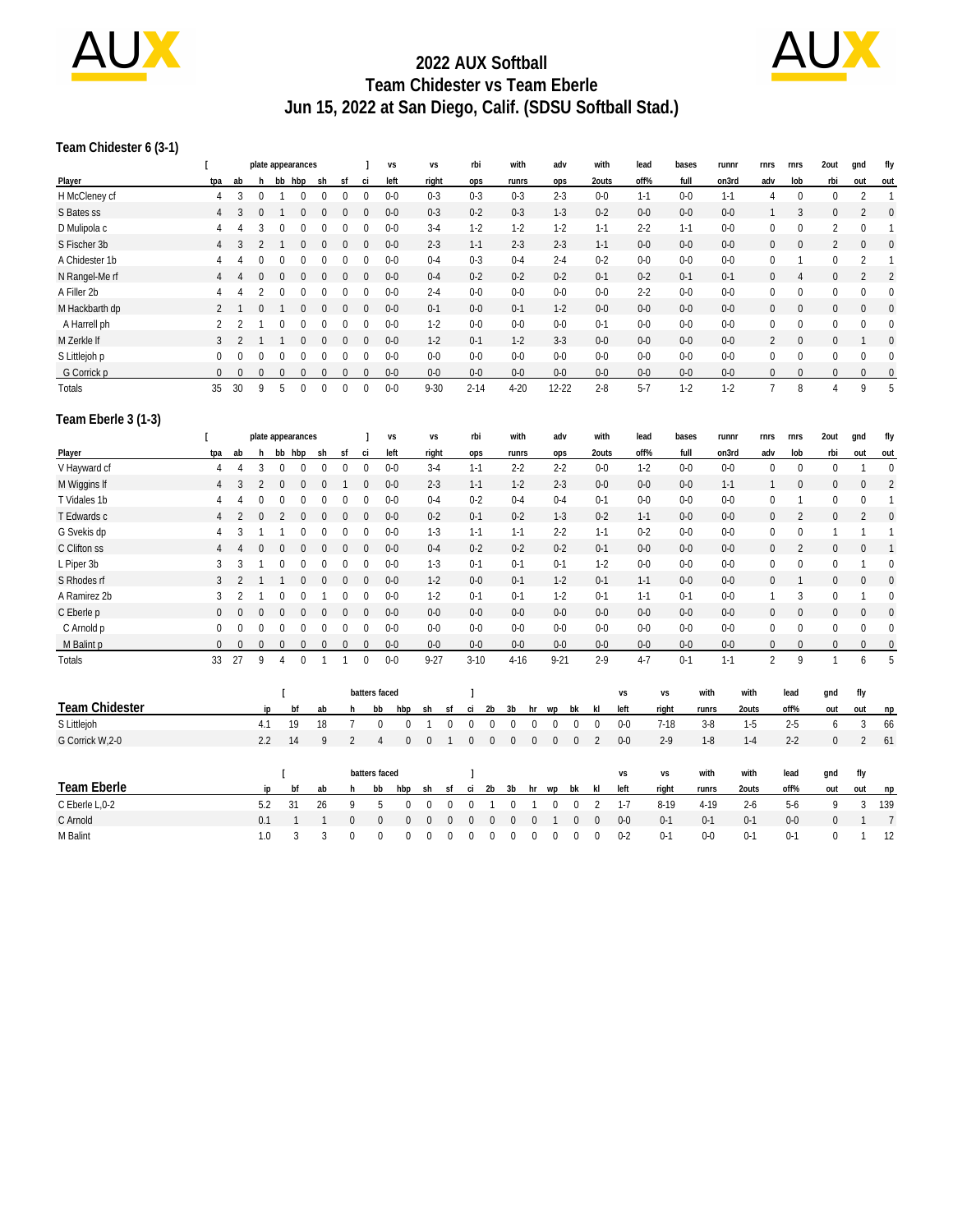# 2022 AUX Softball
## Team Chidester vs Team Eberle
## Jun 15, 2022 at San Diego, Calif. (SDSU Softball Stad.)

### Team Chidester 6 (3-1)

| | [ | | | plate appearances | | | | ] | vs | vs | rbi | with | adv | with | lead | bases | runnr | rnrs | rnrs | 2out | gnd | fly |
|---|---|---|---|---|---|---|---|---|---|---|---|---|---|---|---|---|---|---|---|---|---|---|
| Player | tpa | ab | h | bb | hbp | sh | sf | ci | left | right | ops | runrs | ops | 2outs | off% | full | on3rd | adv | lob | rbi | out | out |
| H McCleney cf | 4 | 3 | 0 | 1 | 0 | 0 | 0 | 0 | 0-0 | 0-3 | 0-3 | 0-3 | 2-3 | 0-0 | 1-1 | 0-0 | 1-1 | 4 | 0 | 0 | 2 | 1 |
| S Bates ss | 4 | 3 | 0 | 1 | 0 | 0 | 0 | 0 | 0-0 | 0-3 | 0-2 | 0-3 | 1-3 | 0-2 | 0-0 | 0-0 | 0-0 | 1 | 3 | 0 | 2 | 0 |
| D Mulipola c | 4 | 4 | 3 | 0 | 0 | 0 | 0 | 0 | 0-0 | 3-4 | 1-2 | 1-2 | 1-2 | 1-1 | 2-2 | 1-1 | 0-0 | 0 | 0 | 2 | 0 | 1 |
| S Fischer 3b | 4 | 3 | 2 | 1 | 0 | 0 | 0 | 0 | 0-0 | 2-3 | 1-1 | 2-3 | 2-3 | 1-1 | 0-0 | 0-0 | 0-0 | 0 | 0 | 2 | 0 | 0 |
| A Chidester 1b | 4 | 4 | 0 | 0 | 0 | 0 | 0 | 0 | 0-0 | 0-4 | 0-3 | 0-4 | 2-4 | 0-2 | 0-0 | 0-0 | 0-0 | 0 | 1 | 0 | 2 | 1 |
| N Rangel-Me rf | 4 | 4 | 0 | 0 | 0 | 0 | 0 | 0 | 0-0 | 0-4 | 0-2 | 0-2 | 0-2 | 0-1 | 0-2 | 0-1 | 0-1 | 0 | 4 | 0 | 2 | 2 |
| A Filler 2b | 4 | 4 | 2 | 0 | 0 | 0 | 0 | 0 | 0-0 | 2-4 | 0-0 | 0-0 | 0-0 | 0-0 | 2-2 | 0-0 | 0-0 | 0 | 0 | 0 | 0 | 0 |
| M Hackbarth dp | 2 | 1 | 0 | 1 | 0 | 0 | 0 | 0 | 0-0 | 0-1 | 0-0 | 0-1 | 1-2 | 0-0 | 0-0 | 0-0 | 0-0 | 0 | 0 | 0 | 0 | 0 |
| A Harrell ph | 2 | 2 | 1 | 0 | 0 | 0 | 0 | 0 | 0-0 | 1-2 | 0-0 | 0-0 | 0-0 | 0-1 | 0-0 | 0-0 | 0-0 | 0 | 0 | 0 | 0 | 0 |
| M Zerkle lf | 3 | 2 | 1 | 1 | 0 | 0 | 0 | 0 | 0-0 | 1-2 | 0-1 | 1-2 | 3-3 | 0-0 | 0-0 | 0-0 | 0-0 | 2 | 0 | 0 | 1 | 0 |
| S Littlejoh p | 0 | 0 | 0 | 0 | 0 | 0 | 0 | 0 | 0-0 | 0-0 | 0-0 | 0-0 | 0-0 | 0-0 | 0-0 | 0-0 | 0-0 | 0 | 0 | 0 | 0 | 0 |
| G Corrick p | 0 | 0 | 0 | 0 | 0 | 0 | 0 | 0 | 0-0 | 0-0 | 0-0 | 0-0 | 0-0 | 0-0 | 0-0 | 0-0 | 0-0 | 0 | 0 | 0 | 0 | 0 |
| Totals | 35 | 30 | 9 | 5 | 0 | 0 | 0 | 0 | 0-0 | 9-30 | 2-14 | 4-20 | 12-22 | 2-8 | 5-7 | 1-2 | 1-2 | 7 | 8 | 4 | 9 | 5 |

### Team Eberle 3 (1-3)

| | [ | | | plate appearances | | | | ] | vs | vs | rbi | with | adv | with | lead | bases | runnr | rnrs | rnrs | 2out | gnd | fly |
|---|---|---|---|---|---|---|---|---|---|---|---|---|---|---|---|---|---|---|---|---|---|---|
| Player | tpa | ab | h | bb | hbp | sh | sf | ci | left | right | ops | runrs | ops | 2outs | off% | full | on3rd | adv | lob | rbi | out | out |
| V Hayward cf | 4 | 4 | 3 | 0 | 0 | 0 | 0 | 0 | 0-0 | 3-4 | 1-1 | 2-2 | 2-2 | 0-0 | 1-2 | 0-0 | 0-0 | 0 | 0 | 0 | 1 | 0 |
| M Wiggins lf | 4 | 3 | 2 | 0 | 0 | 0 | 1 | 0 | 0-0 | 2-3 | 1-1 | 1-2 | 2-3 | 0-0 | 0-0 | 0-0 | 1-1 | 1 | 0 | 0 | 2 | 2 |
| T Vidales 1b | 4 | 4 | 0 | 0 | 0 | 0 | 0 | 0 | 0-0 | 0-4 | 0-2 | 0-4 | 0-4 | 0-1 | 0-0 | 0-0 | 0-0 | 0 | 1 | 0 | 0 | 1 |
| T Edwards c | 4 | 2 | 0 | 2 | 0 | 0 | 0 | 0 | 0-0 | 0-2 | 0-1 | 0-2 | 1-3 | 0-2 | 1-1 | 0-0 | 0-0 | 0 | 2 | 0 | 2 | 0 |
| G Svekis dp | 4 | 3 | 1 | 1 | 0 | 0 | 0 | 0 | 0-0 | 1-3 | 1-1 | 1-1 | 2-2 | 1-1 | 0-2 | 0-0 | 0-0 | 0 | 0 | 1 | 1 | 1 |
| C Clifton ss | 4 | 4 | 0 | 0 | 0 | 0 | 0 | 0 | 0-0 | 0-4 | 0-2 | 0-2 | 0-2 | 0-1 | 0-0 | 0-0 | 0-0 | 0 | 2 | 0 | 0 | 1 |
| L Piper 3b | 3 | 3 | 1 | 0 | 0 | 0 | 0 | 0 | 0-0 | 1-3 | 0-1 | 0-1 | 0-1 | 1-2 | 0-0 | 0-0 | 0-0 | 0 | 0 | 0 | 1 | 0 |
| S Rhodes rf | 3 | 2 | 1 | 1 | 0 | 0 | 0 | 0 | 0-0 | 1-2 | 0-0 | 0-1 | 1-2 | 0-1 | 1-1 | 0-0 | 0-0 | 0 | 1 | 0 | 0 | 0 |
| A Ramirez 2b | 3 | 2 | 1 | 0 | 0 | 1 | 0 | 0 | 0-0 | 1-2 | 0-1 | 0-1 | 1-2 | 0-1 | 1-1 | 0-1 | 0-0 | 1 | 3 | 0 | 1 | 0 |
| C Eberle p | 0 | 0 | 0 | 0 | 0 | 0 | 0 | 0 | 0-0 | 0-0 | 0-0 | 0-0 | 0-0 | 0-0 | 0-0 | 0-0 | 0-0 | 0 | 0 | 0 | 0 | 0 |
| C Arnold p | 0 | 0 | 0 | 0 | 0 | 0 | 0 | 0 | 0-0 | 0-0 | 0-0 | 0-0 | 0-0 | 0-0 | 0-0 | 0-0 | 0-0 | 0 | 0 | 0 | 0 | 0 |
| M Balint p | 0 | 0 | 0 | 0 | 0 | 0 | 0 | 0 | 0-0 | 0-0 | 0-0 | 0-0 | 0-0 | 0-0 | 0-0 | 0-0 | 0-0 | 0 | 0 | 0 | 0 | 0 |
| Totals | 33 | 27 | 9 | 4 | 0 | 1 | 1 | 0 | 0-0 | 9-27 | 3-10 | 4-16 | 9-21 | 2-9 | 4-7 | 0-1 | 1-1 | 2 | 9 | 1 | 6 | 5 |

| | | [ | | | batters faced | | | | ] | | | | | | | vs | vs | with | with | lead | gnd | fly | |
|---|---|---|---|---|---|---|---|---|---|---|---|---|---|---|---|---|---|---|---|---|---|---|---|
| Team Chidester | ip | bf | ab | h | bb | hbp | sh | sf | ci | 2b | 3b | hr | wp | bk | kl | left | right | runrs | 2outs | off% | out | out | np |
| S Littlejoh | 4.1 | 19 | 18 | 7 | 0 | 0 | 1 | 0 | 0 | 0 | 0 | 0 | 0 | 0 | 0 | 0-0 | 7-18 | 3-8 | 1-5 | 2-5 | 6 | 3 | 66 |
| G Corrick W,2-0 | 2.2 | 14 | 9 | 2 | 4 | 0 | 0 | 1 | 0 | 0 | 0 | 0 | 0 | 0 | 2 | 0-0 | 2-9 | 1-8 | 1-4 | 2-2 | 0 | 2 | 61 |

| | | [ | | | batters faced | | | | ] | | | | | | | vs | vs | with | with | lead | gnd | fly | |
|---|---|---|---|---|---|---|---|---|---|---|---|---|---|---|---|---|---|---|---|---|---|---|---|
| Team Eberle | ip | bf | ab | h | bb | hbp | sh | sf | ci | 2b | 3b | hr | wp | bk | kl | left | right | runrs | 2outs | off% | out | out | np |
| C Eberle L,0-2 | 5.2 | 31 | 26 | 9 | 5 | 0 | 0 | 0 | 0 | 1 | 0 | 1 | 0 | 0 | 2 | 1-7 | 8-19 | 4-19 | 2-6 | 5-6 | 9 | 3 | 139 |
| C Arnold | 0.1 | 1 | 1 | 0 | 0 | 0 | 0 | 0 | 0 | 0 | 0 | 0 | 1 | 0 | 0 | 0-0 | 0-1 | 0-1 | 0-1 | 0-0 | 0 | 1 | 7 |
| M Balint | 1.0 | 3 | 3 | 0 | 0 | 0 | 0 | 0 | 0 | 0 | 0 | 0 | 0 | 0 | 0 | 0-2 | 0-1 | 0-0 | 0-1 | 0-1 | 0 | 1 | 12 |